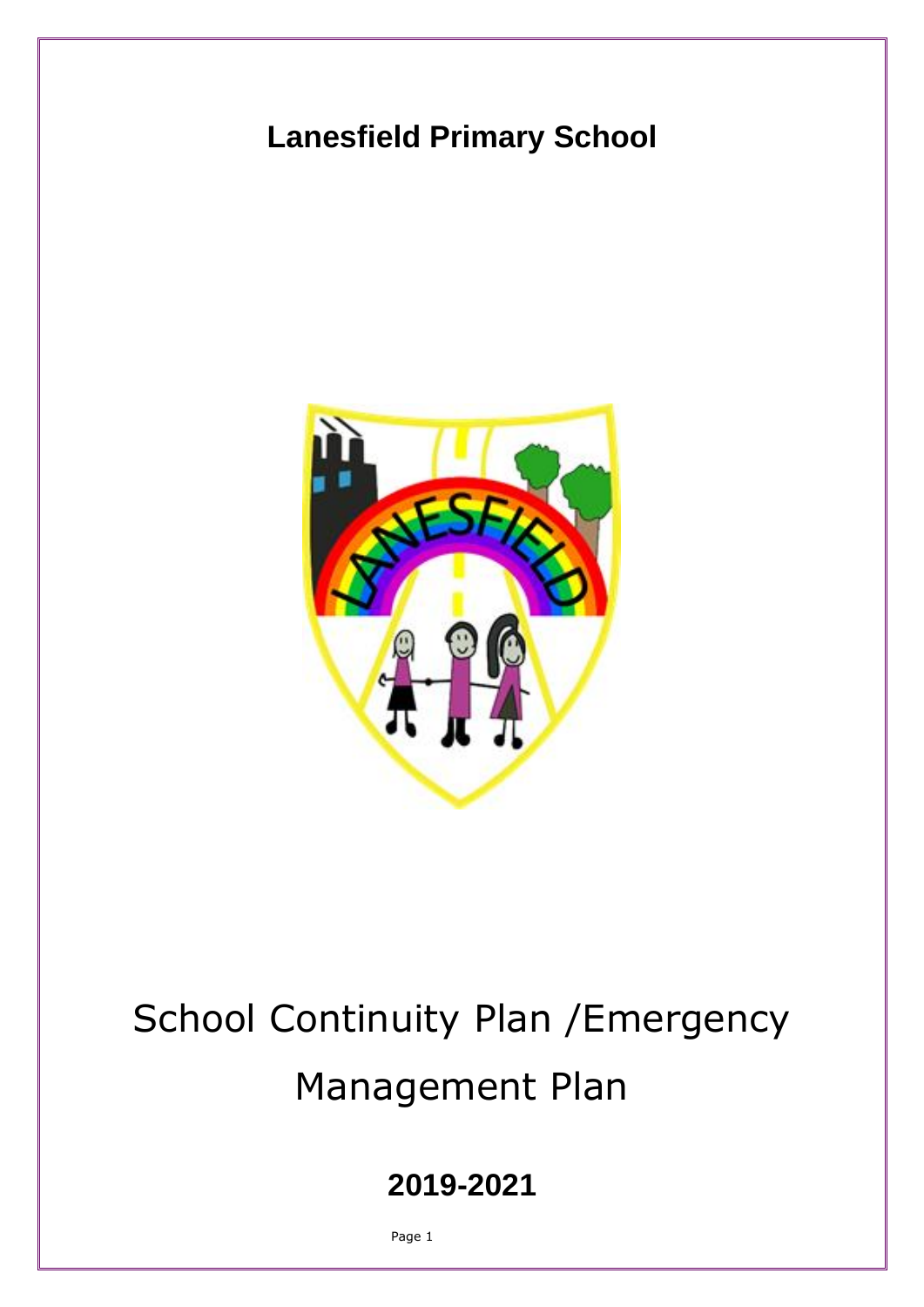# Lanesfield Primary School

# School Continuity Plan /Emergency Management Plan

## 2019-2021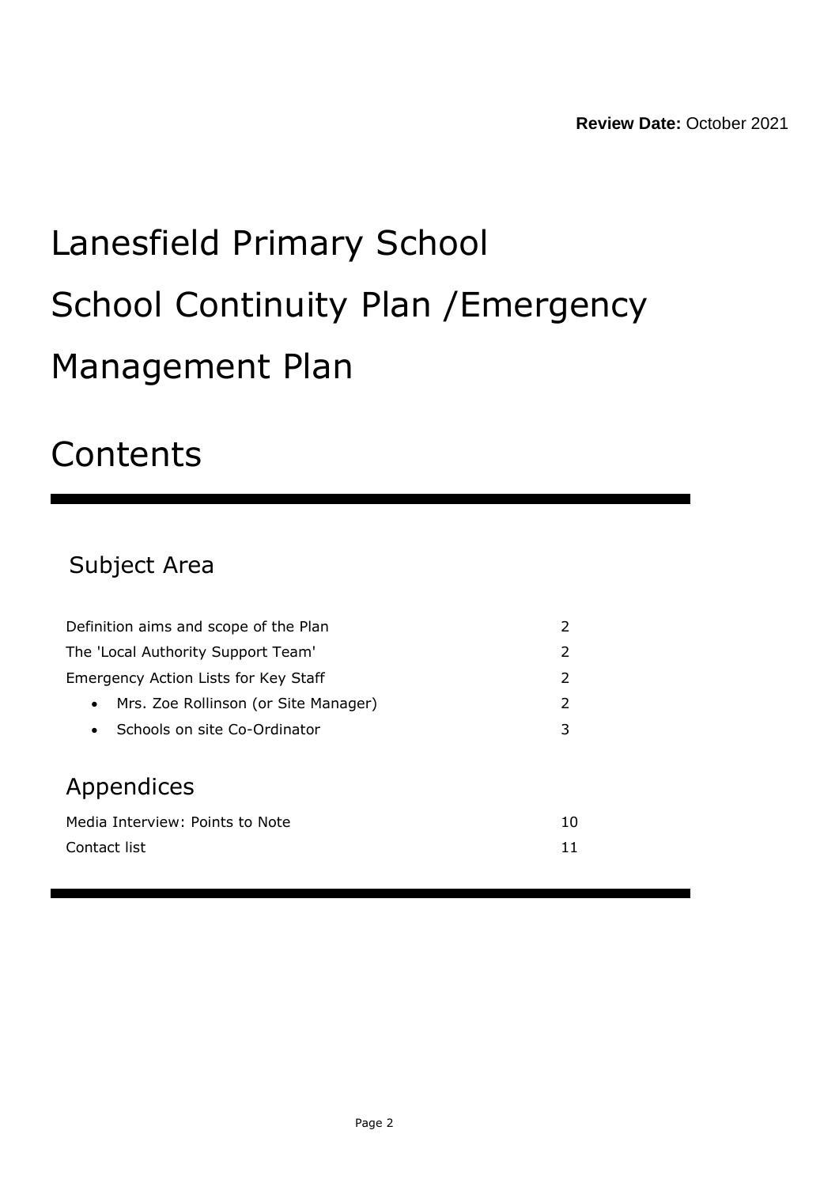**Review Date:** October 2021

# Lanesfield Primary School

# School Continuity Plan /Emergency Management Plan

# Contents

## Subject Area

| | |
|---|---|
| Definition aims and scope of the Plan | 2 |
| The 'Local Authority Support Team' | 2 |
| Emergency Action Lists for Key Staff | 2 |
| • Mrs. Zoe Rollinson (or Site Manager) | 2 |
| • Schools on site Co-Ordinator | 3 |

## Appendices

| | |
|---|---|
| Media Interview: Points to Note | 10 |
| Contact list | 11 |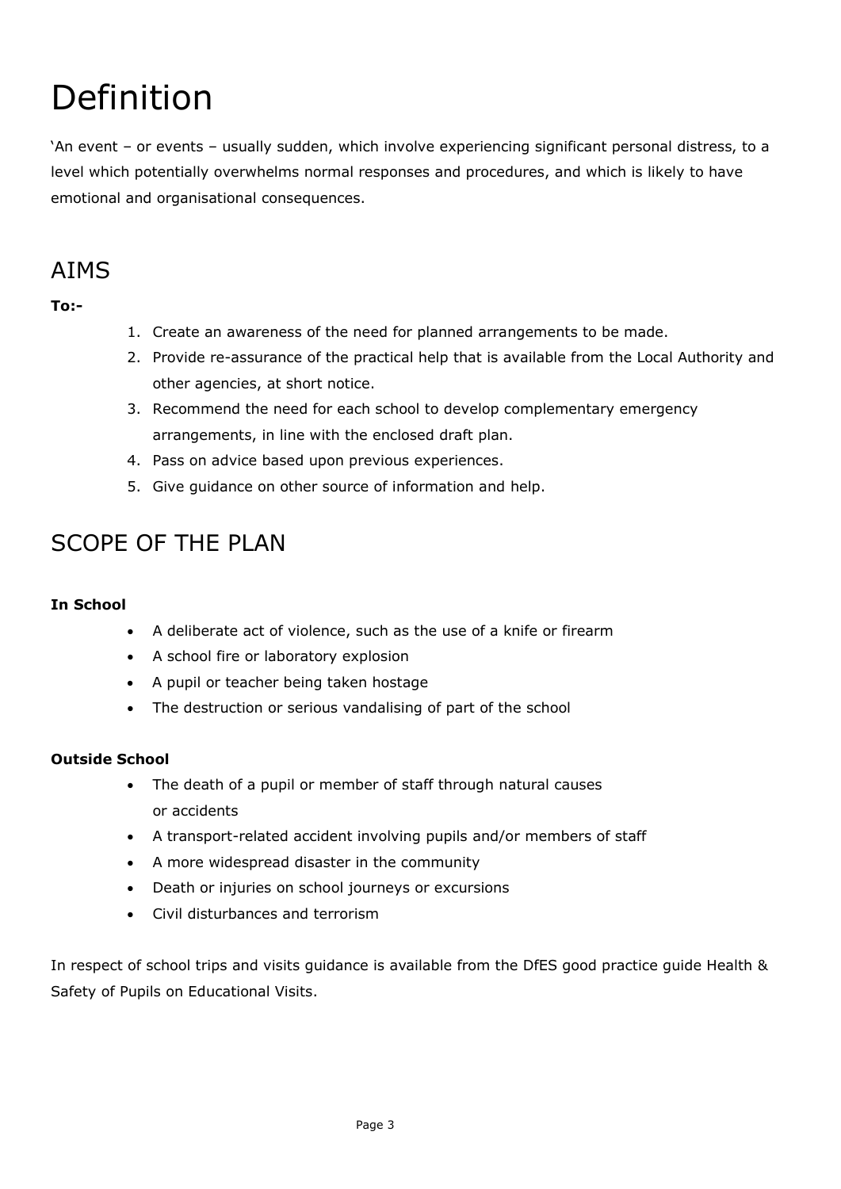# Definition

'An event – or events – usually sudden, which involve experiencing significant personal distress, to a level which potentially overwhelms normal responses and procedures, and which is likely to have emotional and organisational consequences.

## AIMS

**To:-**

1. Create an awareness of the need for planned arrangements to be made.
2. Provide re-assurance of the practical help that is available from the Local Authority and other agencies, at short notice.
3. Recommend the need for each school to develop complementary emergency arrangements, in line with the enclosed draft plan.
4. Pass on advice based upon previous experiences.
5. Give guidance on other source of information and help.

## SCOPE OF THE PLAN

**In School**

- A deliberate act of violence, such as the use of a knife or firearm
- A school fire or laboratory explosion
- A pupil or teacher being taken hostage
- The destruction or serious vandalising of part of the school

**Outside School**

- The death of a pupil or member of staff through natural causes or accidents
- A transport-related accident involving pupils and/or members of staff
- A more widespread disaster in the community
- Death or injuries on school journeys or excursions
- Civil disturbances and terrorism

In respect of school trips and visits guidance is available from the DfES good practice guide Health & Safety of Pupils on Educational Visits.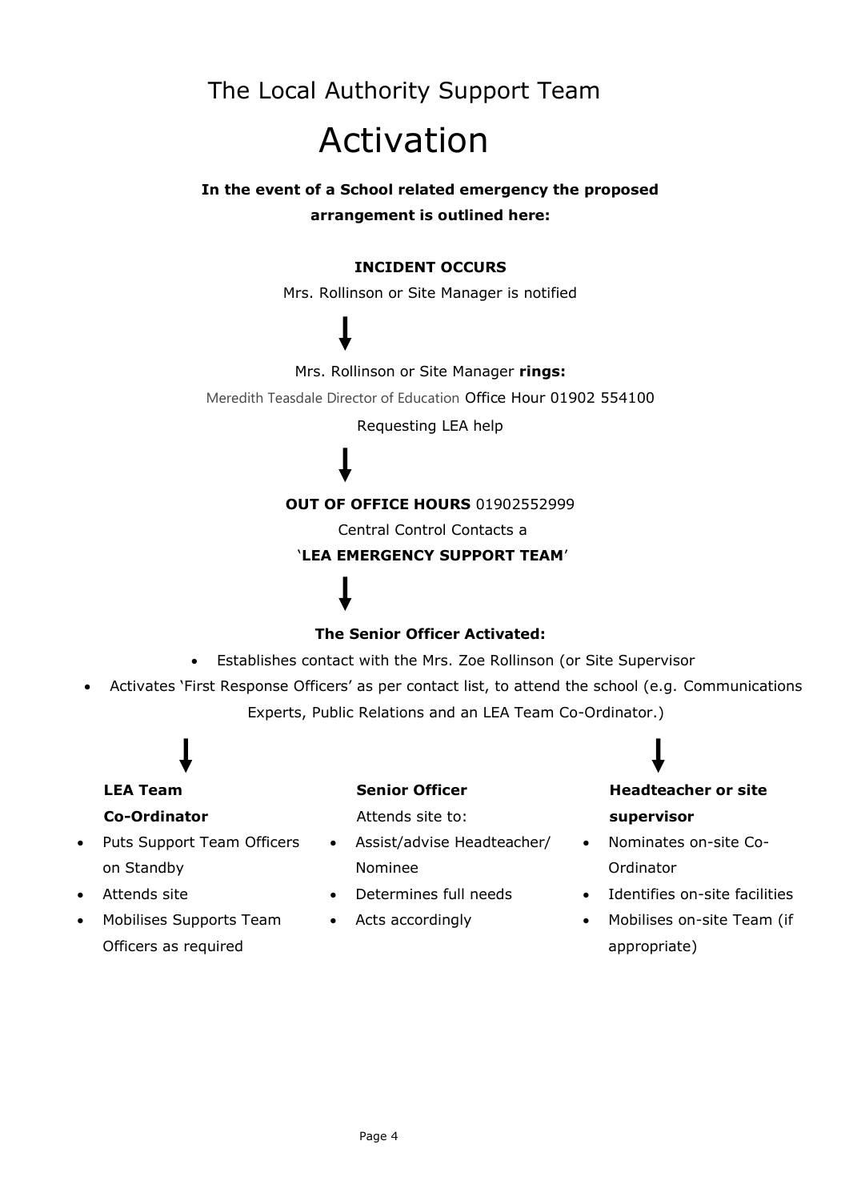# The Local Authority Support Team

# Activation

**In the event of a School related emergency the proposed arrangement is outlined here:**

**INCIDENT OCCURS**

Mrs. Rollinson or Site Manager is notified

↓

Mrs. Rollinson or Site Manager **rings:**

Meredith Teasdale Director of Education Office Hour 01902 554100

Requesting LEA help

↓

**OUT OF OFFICE HOURS** 01902552999

Central Control Contacts a

'**LEA EMERGENCY SUPPORT TEAM**'

↓

**The Senior Officer Activated:**

- Establishes contact with the Mrs. Zoe Rollinson (or Site Supervisor
- Activates 'First Response Officers' as per contact list, to attend the school (e.g. Communications Experts, Public Relations and an LEA Team Co-Ordinator.)

↓

**LEA Team Co-Ordinator**

- Puts Support Team Officers on Standby
- Attends site
- Mobilises Supports Team Officers as required

**Senior Officer**

Attends site to:

- Assist/advise Headteacher/ Nominee
- Determines full needs
- Acts accordingly

**Headteacher or site supervisor**

- Nominates on-site Co-Ordinator
- Identifies on-site facilities
- Mobilises on-site Team (if appropriate)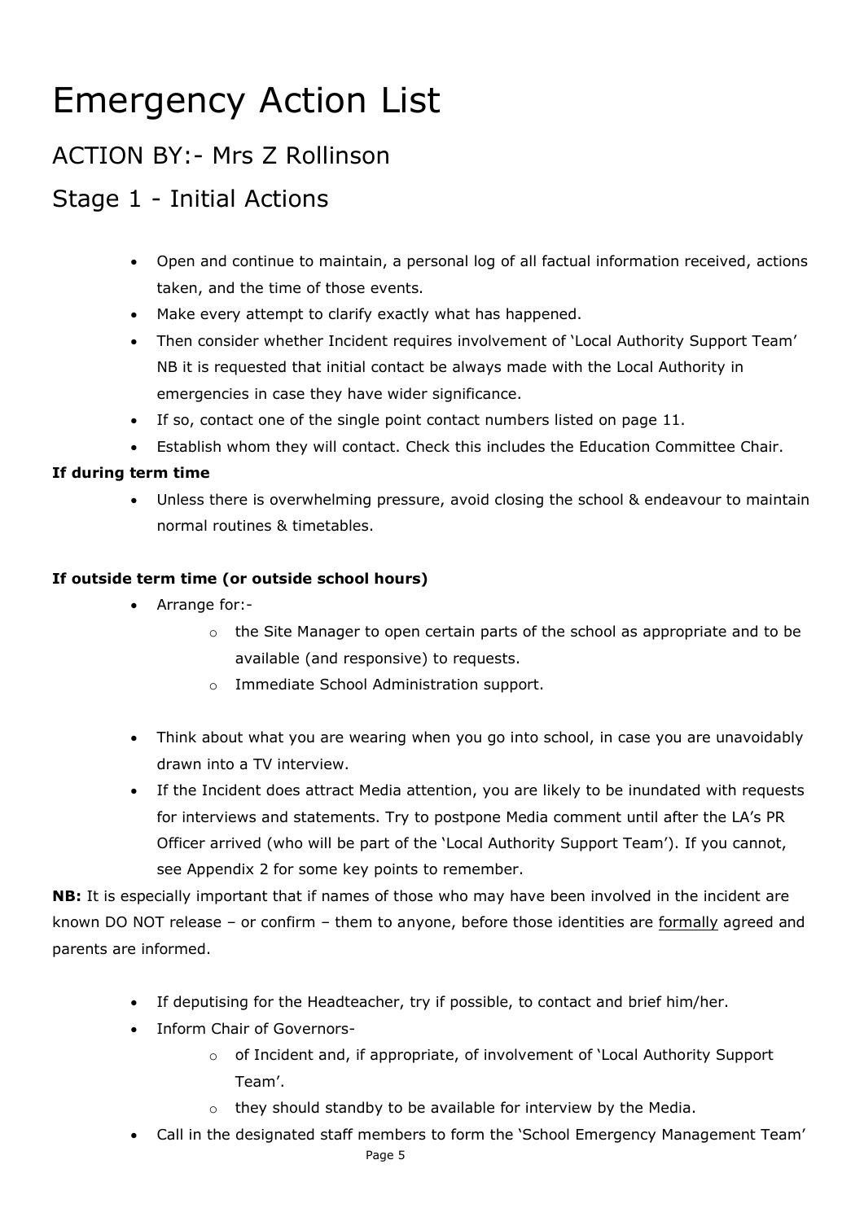# Emergency Action List

## ACTION BY:- Mrs Z Rollinson

## Stage 1 - Initial Actions

- Open and continue to maintain, a personal log of all factual information received, actions taken, and the time of those events.
- Make every attempt to clarify exactly what has happened.
- Then consider whether Incident requires involvement of 'Local Authority Support Team' NB it is requested that initial contact be always made with the Local Authority in emergencies in case they have wider significance.
- If so, contact one of the single point contact numbers listed on page 11.
- Establish whom they will contact. Check this includes the Education Committee Chair.

**If during term time**

- Unless there is overwhelming pressure, avoid closing the school & endeavour to maintain normal routines & timetables.

**If outside term time (or outside school hours)**

- Arrange for:-
  - the Site Manager to open certain parts of the school as appropriate and to be available (and responsive) to requests.
  - Immediate School Administration support.

- Think about what you are wearing when you go into school, in case you are unavoidably drawn into a TV interview.
- If the Incident does attract Media attention, you are likely to be inundated with requests for interviews and statements. Try to postpone Media comment until after the LA's PR Officer arrived (who will be part of the 'Local Authority Support Team'). If you cannot, see Appendix 2 for some key points to remember.

**NB:** It is especially important that if names of those who may have been involved in the incident are known DO NOT release – or confirm – them to anyone, before those identities are formally agreed and parents are informed.

- If deputising for the Headteacher, try if possible, to contact and brief him/her.
- Inform Chair of Governors-
  - of Incident and, if appropriate, of involvement of 'Local Authority Support Team'.
  - they should standby to be available for interview by the Media.
- Call in the designated staff members to form the 'School Emergency Management Team'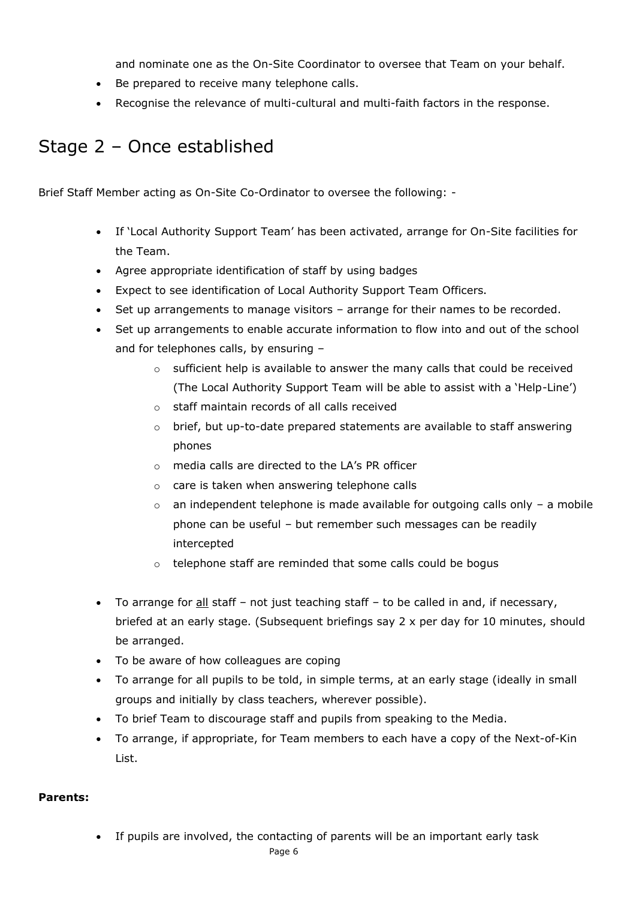and nominate one as the On-Site Coordinator to oversee that Team on your behalf.

- Be prepared to receive many telephone calls.
- Recognise the relevance of multi-cultural and multi-faith factors in the response.

## Stage 2 – Once established

Brief Staff Member acting as On-Site Co-Ordinator to oversee the following: -

- If 'Local Authority Support Team' has been activated, arrange for On-Site facilities for the Team.
- Agree appropriate identification of staff by using badges
- Expect to see identification of Local Authority Support Team Officers.
- Set up arrangements to manage visitors – arrange for their names to be recorded.
- Set up arrangements to enable accurate information to flow into and out of the school and for telephones calls, by ensuring –
  - sufficient help is available to answer the many calls that could be received (The Local Authority Support Team will be able to assist with a 'Help-Line')
  - staff maintain records of all calls received
  - brief, but up-to-date prepared statements are available to staff answering phones
  - media calls are directed to the LA's PR officer
  - care is taken when answering telephone calls
  - an independent telephone is made available for outgoing calls only – a mobile phone can be useful – but remember such messages can be readily intercepted
  - telephone staff are reminded that some calls could be bogus

- To arrange for <u>all</u> staff – not just teaching staff – to be called in and, if necessary, briefed at an early stage. (Subsequent briefings say 2 x per day for 10 minutes, should be arranged.
- To be aware of how colleagues are coping
- To arrange for all pupils to be told, in simple terms, at an early stage (ideally in small groups and initially by class teachers, wherever possible).
- To brief Team to discourage staff and pupils from speaking to the Media.
- To arrange, if appropriate, for Team members to each have a copy of the Next-of-Kin List.

**Parents:**

- If pupils are involved, the contacting of parents will be an important early task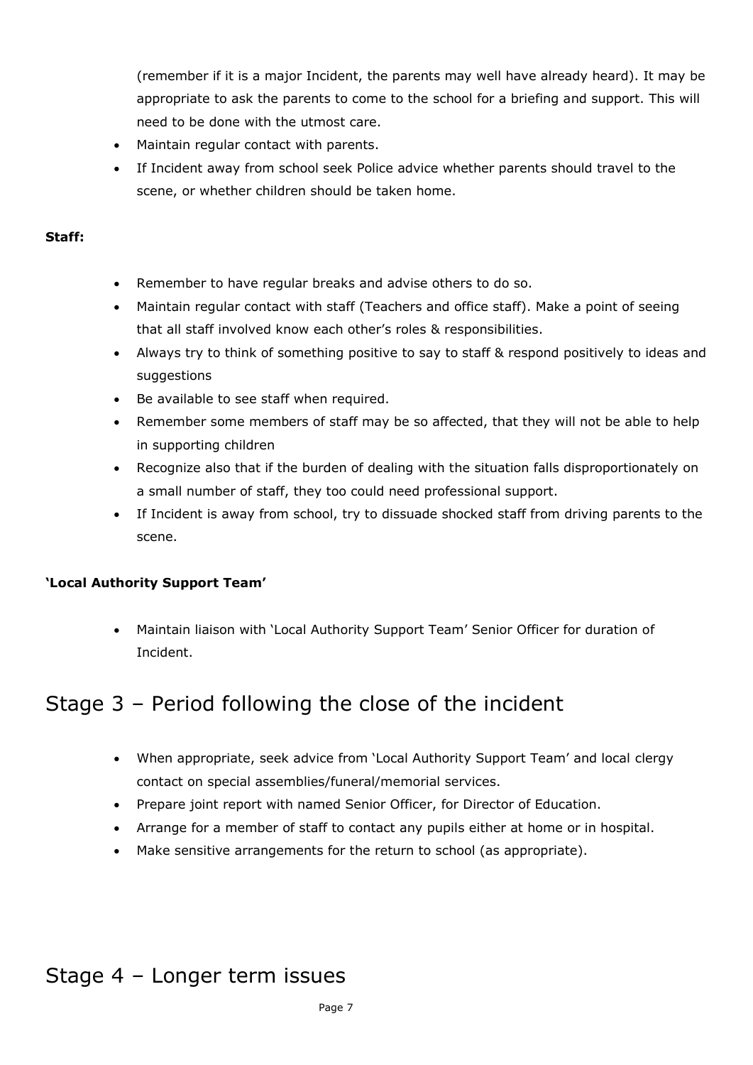(remember if it is a major Incident, the parents may well have already heard). It may be appropriate to ask the parents to come to the school for a briefing and support. This will need to be done with the utmost care.

- Maintain regular contact with parents.
- If Incident away from school seek Police advice whether parents should travel to the scene, or whether children should be taken home.

**Staff:**

- Remember to have regular breaks and advise others to do so.
- Maintain regular contact with staff (Teachers and office staff). Make a point of seeing that all staff involved know each other's roles & responsibilities.
- Always try to think of something positive to say to staff & respond positively to ideas and suggestions
- Be available to see staff when required.
- Remember some members of staff may be so affected, that they will not be able to help in supporting children
- Recognize also that if the burden of dealing with the situation falls disproportionately on a small number of staff, they too could need professional support.
- If Incident is away from school, try to dissuade shocked staff from driving parents to the scene.

**'Local Authority Support Team'**

- Maintain liaison with 'Local Authority Support Team' Senior Officer for duration of Incident.

## Stage 3 – Period following the close of the incident

- When appropriate, seek advice from 'Local Authority Support Team' and local clergy contact on special assemblies/funeral/memorial services.
- Prepare joint report with named Senior Officer, for Director of Education.
- Arrange for a member of staff to contact any pupils either at home or in hospital.
- Make sensitive arrangements for the return to school (as appropriate).

## Stage 4 – Longer term issues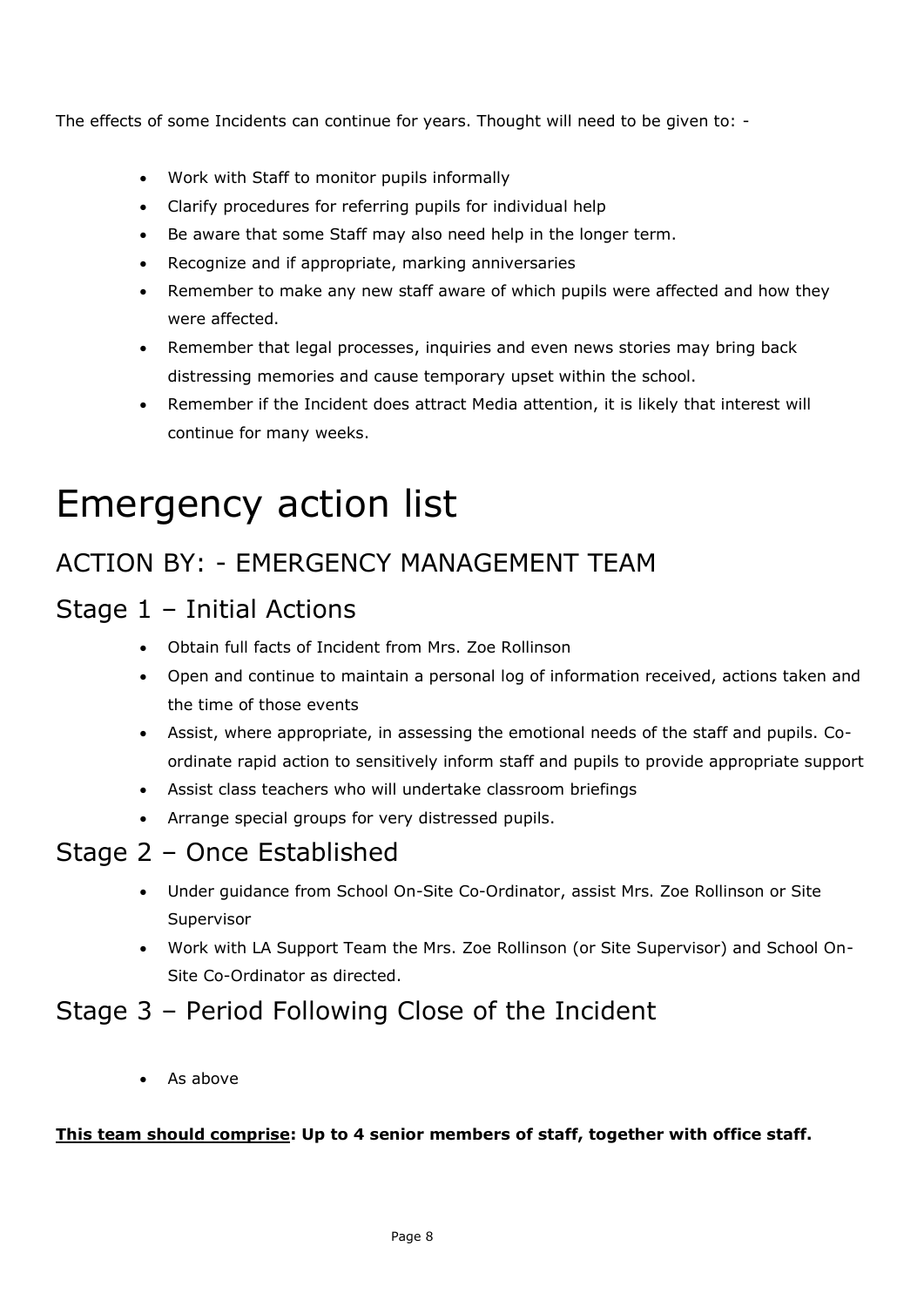The effects of some Incidents can continue for years. Thought will need to be given to: -

- Work with Staff to monitor pupils informally
- Clarify procedures for referring pupils for individual help
- Be aware that some Staff may also need help in the longer term.
- Recognize and if appropriate, marking anniversaries
- Remember to make any new staff aware of which pupils were affected and how they were affected.
- Remember that legal processes, inquiries and even news stories may bring back distressing memories and cause temporary upset within the school.
- Remember if the Incident does attract Media attention, it is likely that interest will continue for many weeks.

# Emergency action list

## ACTION BY: - EMERGENCY MANAGEMENT TEAM

### Stage 1 – Initial Actions

- Obtain full facts of Incident from Mrs. Zoe Rollinson
- Open and continue to maintain a personal log of information received, actions taken and the time of those events
- Assist, where appropriate, in assessing the emotional needs of the staff and pupils. Co-ordinate rapid action to sensitively inform staff and pupils to provide appropriate support
- Assist class teachers who will undertake classroom briefings
- Arrange special groups for very distressed pupils.

### Stage 2 – Once Established

- Under guidance from School On-Site Co-Ordinator, assist Mrs. Zoe Rollinson or Site Supervisor
- Work with LA Support Team the Mrs. Zoe Rollinson (or Site Supervisor) and School On-Site Co-Ordinator as directed.

### Stage 3 – Period Following Close of the Incident

- As above

**<u>This team should comprise</u>: Up to 4 senior members of staff, together with office staff.**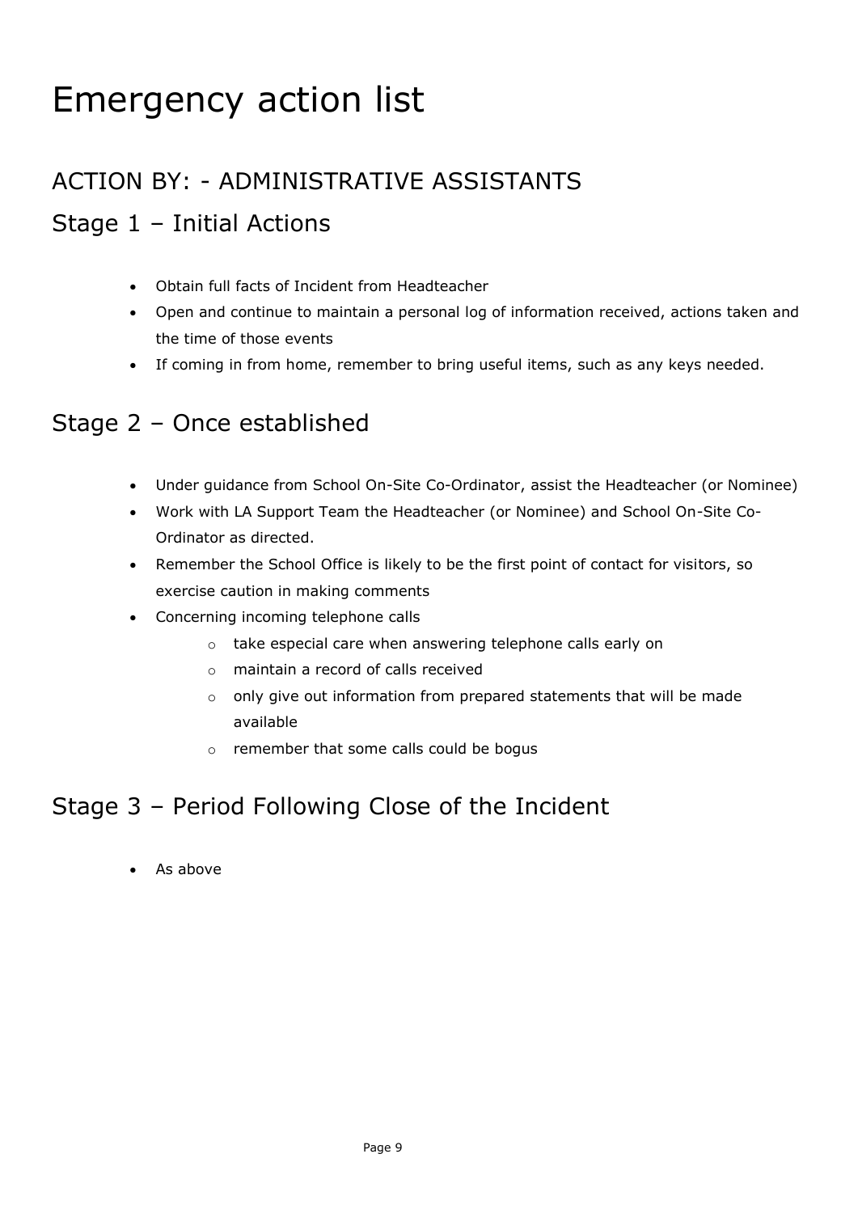# Emergency action list

## ACTION BY: - ADMINISTRATIVE ASSISTANTS

## Stage 1 – Initial Actions

- Obtain full facts of Incident from Headteacher
- Open and continue to maintain a personal log of information received, actions taken and the time of those events
- If coming in from home, remember to bring useful items, such as any keys needed.

## Stage 2 – Once established

- Under guidance from School On-Site Co-Ordinator, assist the Headteacher (or Nominee)
- Work with LA Support Team the Headteacher (or Nominee) and School On-Site Co-Ordinator as directed.
- Remember the School Office is likely to be the first point of contact for visitors, so exercise caution in making comments
- Concerning incoming telephone calls
  - take especial care when answering telephone calls early on
  - maintain a record of calls received
  - only give out information from prepared statements that will be made available
  - remember that some calls could be bogus

## Stage 3 – Period Following Close of the Incident

- As above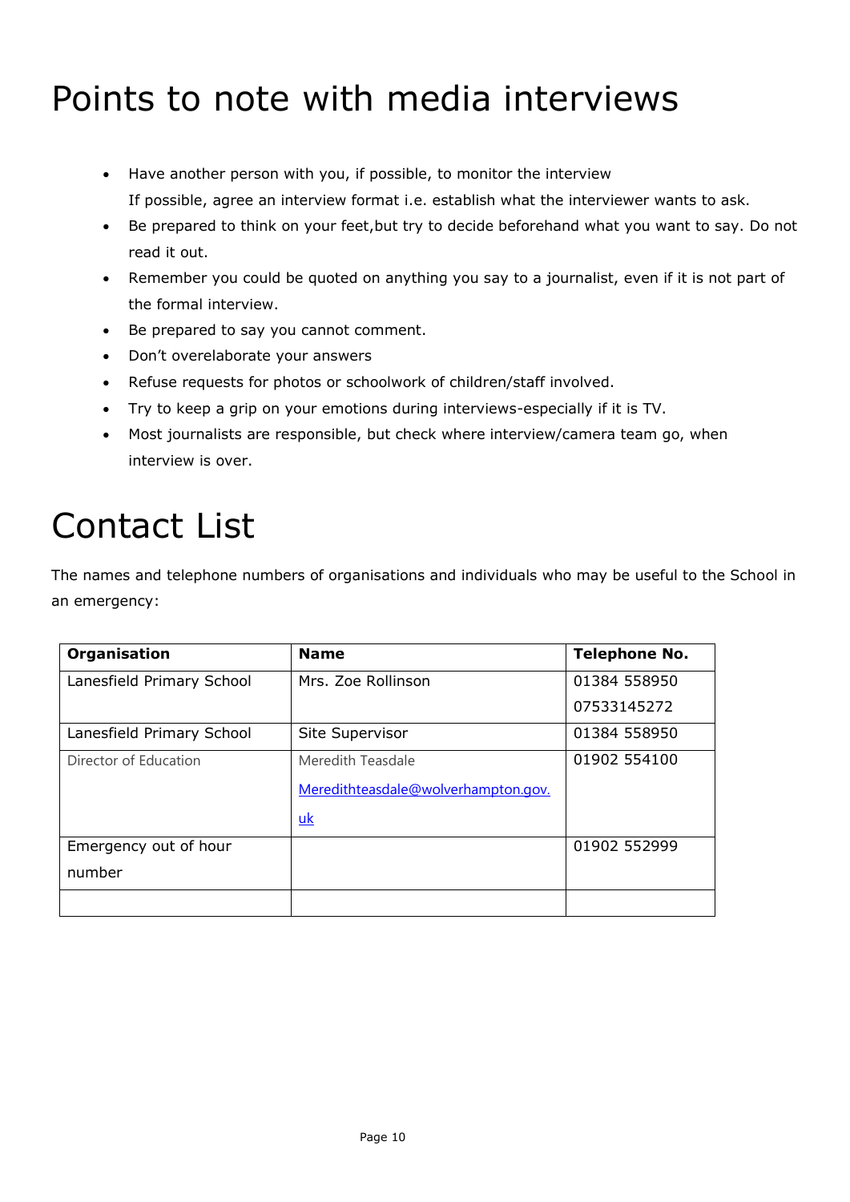# Points to note with media interviews

- Have another person with you, if possible, to monitor the interview
  If possible, agree an interview format i.e. establish what the interviewer wants to ask.
- Be prepared to think on your feet,but try to decide beforehand what you want to say. Do not read it out.
- Remember you could be quoted on anything you say to a journalist, even if it is not part of the formal interview.
- Be prepared to say you cannot comment.
- Don't overelaborate your answers
- Refuse requests for photos or schoolwork of children/staff involved.
- Try to keep a grip on your emotions during interviews-especially if it is TV.
- Most journalists are responsible, but check where interview/camera team go, when interview is over.

# Contact List

The names and telephone numbers of organisations and individuals who may be useful to the School in an emergency:

| **Organisation** | **Name** | **Telephone No.** |
|---|---|---|
| Lanesfield Primary School | Mrs. Zoe Rollinson | 01384 558950<br>07533145272 |
| Lanesfield Primary School | Site Supervisor | 01384 558950 |
| Director of Education | Meredith Teasdale<br>Meredithteasdale@wolverhampton.gov.uk | 01902 554100 |
| Emergency out of hour number | | 01902 552999 |
| | | |